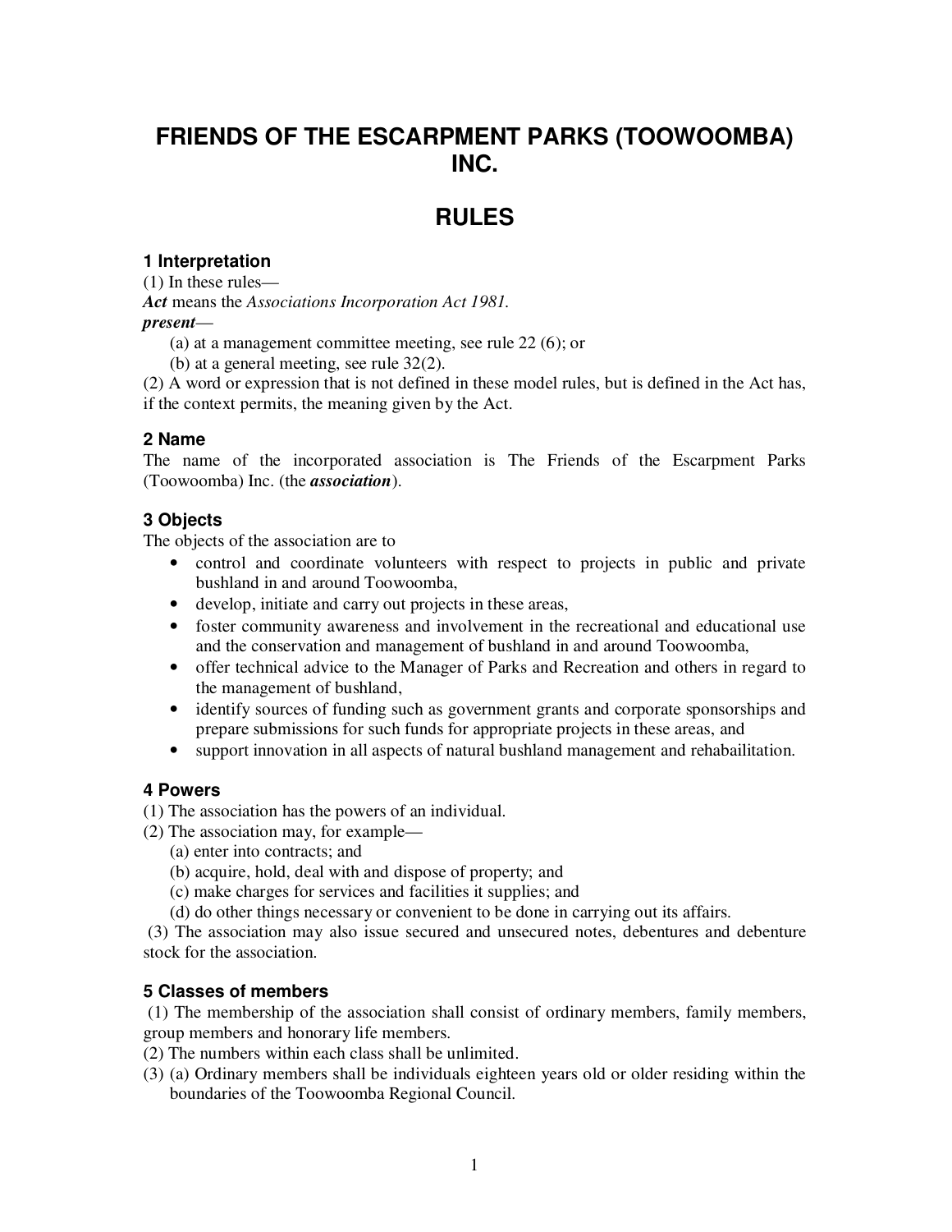# FRIENDS OF THE ESCARPMENT PARKS (TOOWOOMBA) INC.

# RULES

### 1 Interpretation

(1) In these rules—

***Act*** means the *Associations Incorporation Act 1981*.

***present***—

(a) at a management committee meeting, see rule 22 (6); or

(b) at a general meeting, see rule 32(2).

(2) A word or expression that is not defined in these model rules, but is defined in the Act has, if the context permits, the meaning given by the Act.

### 2 Name

The name of the incorporated association is The Friends of the Escarpment Parks (Toowoomba) Inc. (the ***association***).

### 3 Objects

The objects of the association are to

- control and coordinate volunteers with respect to projects in public and private bushland in and around Toowoomba,
- develop, initiate and carry out projects in these areas,
- foster community awareness and involvement in the recreational and educational use and the conservation and management of bushland in and around Toowoomba,
- offer technical advice to the Manager of Parks and Recreation and others in regard to the management of bushland,
- identify sources of funding such as government grants and corporate sponsorships and prepare submissions for such funds for appropriate projects in these areas, and
- support innovation in all aspects of natural bushland management and rehabailitation.

### 4 Powers

(1) The association has the powers of an individual.

(2) The association may, for example—

(a) enter into contracts; and

(b) acquire, hold, deal with and dispose of property; and

(c) make charges for services and facilities it supplies; and

(d) do other things necessary or convenient to be done in carrying out its affairs.

(3) The association may also issue secured and unsecured notes, debentures and debenture stock for the association.

### 5 Classes of members

(1) The membership of the association shall consist of ordinary members, family members, group members and honorary life members.

(2) The numbers within each class shall be unlimited.

(3) (a) Ordinary members shall be individuals eighteen years old or older residing within the boundaries of the Toowoomba Regional Council.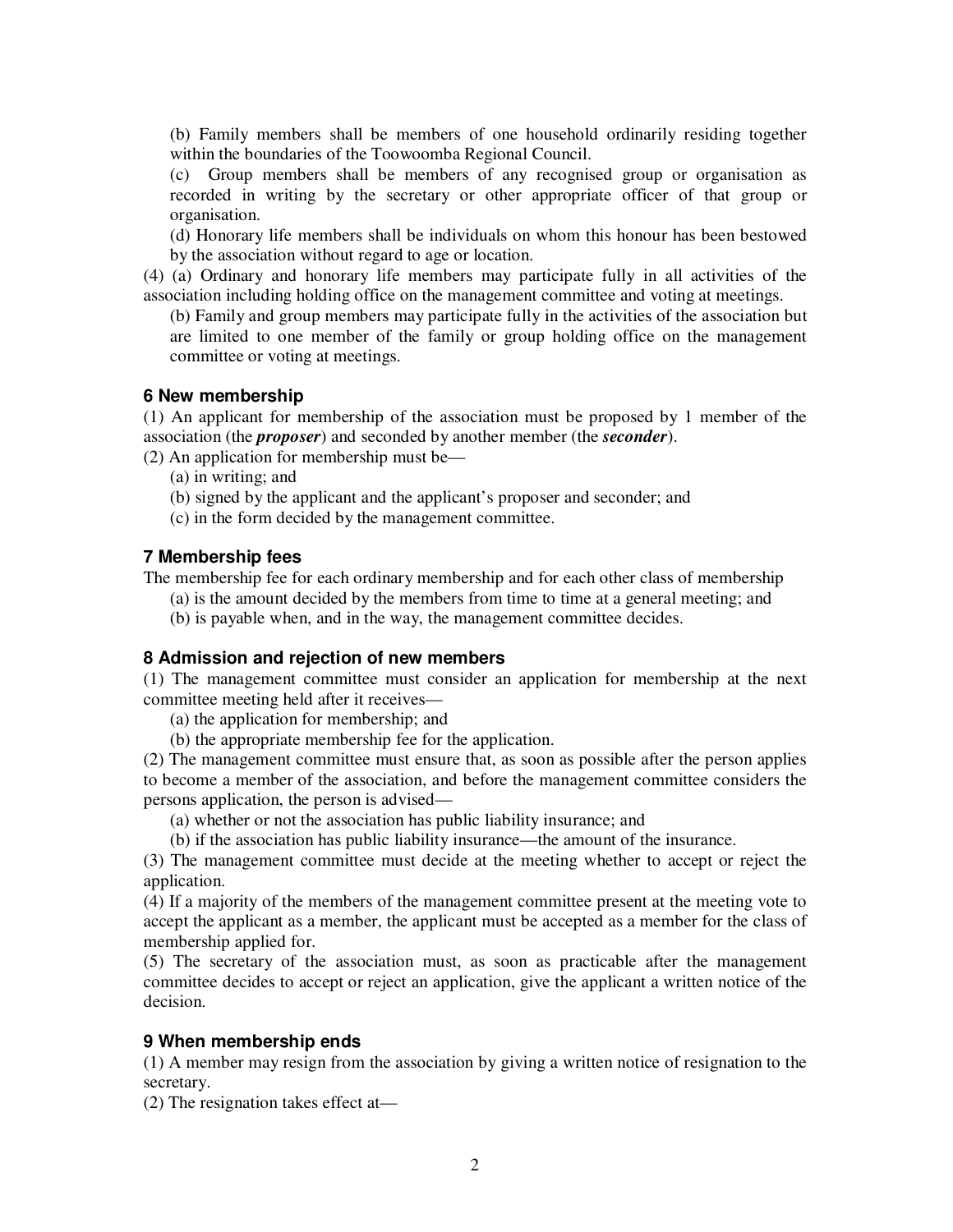(b) Family members shall be members of one household ordinarily residing together within the boundaries of the Toowoomba Regional Council.

(c) Group members shall be members of any recognised group or organisation as recorded in writing by the secretary or other appropriate officer of that group or organisation.

(d) Honorary life members shall be individuals on whom this honour has been bestowed by the association without regard to age or location.

(4) (a) Ordinary and honorary life members may participate fully in all activities of the association including holding office on the management committee and voting at meetings.

(b) Family and group members may participate fully in the activities of the association but are limited to one member of the family or group holding office on the management committee or voting at meetings.

### 6 New membership

(1) An applicant for membership of the association must be proposed by 1 member of the association (the ***proposer***) and seconded by another member (the ***seconder***).

(2) An application for membership must be—

(a) in writing; and

(b) signed by the applicant and the applicant's proposer and seconder; and

(c) in the form decided by the management committee.

### 7 Membership fees

The membership fee for each ordinary membership and for each other class of membership

(a) is the amount decided by the members from time to time at a general meeting; and

(b) is payable when, and in the way, the management committee decides.

### 8 Admission and rejection of new members

(1) The management committee must consider an application for membership at the next committee meeting held after it receives—

(a) the application for membership; and

(b) the appropriate membership fee for the application.

(2) The management committee must ensure that, as soon as possible after the person applies to become a member of the association, and before the management committee considers the persons application, the person is advised—

(a) whether or not the association has public liability insurance; and

(b) if the association has public liability insurance—the amount of the insurance.

(3) The management committee must decide at the meeting whether to accept or reject the application.

(4) If a majority of the members of the management committee present at the meeting vote to accept the applicant as a member, the applicant must be accepted as a member for the class of membership applied for.

(5) The secretary of the association must, as soon as practicable after the management committee decides to accept or reject an application, give the applicant a written notice of the decision.

### 9 When membership ends

(1) A member may resign from the association by giving a written notice of resignation to the secretary.

(2) The resignation takes effect at—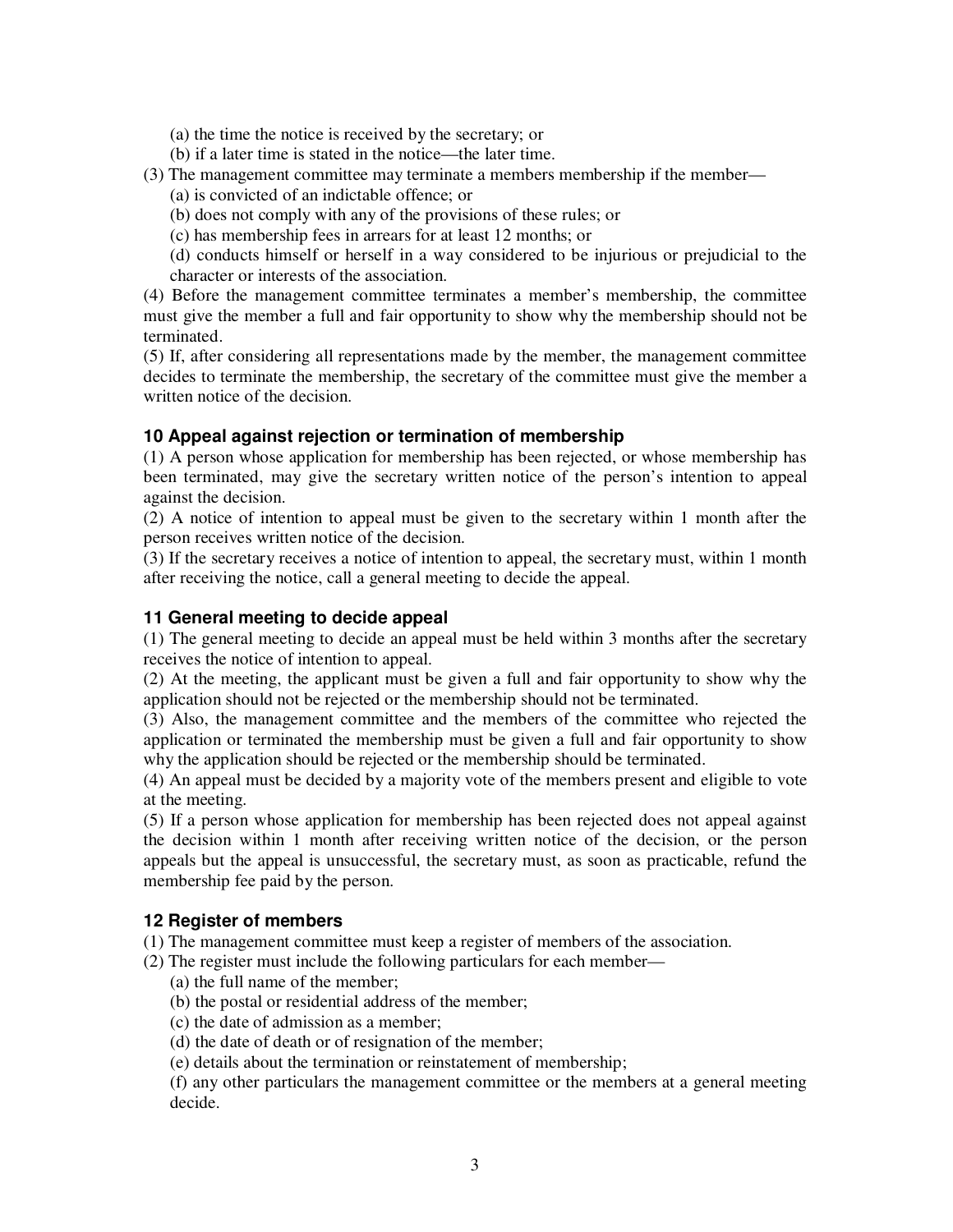(a) the time the notice is received by the secretary; or

(b) if a later time is stated in the notice—the later time.

(3) The management committee may terminate a members membership if the member—

(a) is convicted of an indictable offence; or

(b) does not comply with any of the provisions of these rules; or

(c) has membership fees in arrears for at least 12 months; or

(d) conducts himself or herself in a way considered to be injurious or prejudicial to the character or interests of the association.

(4) Before the management committee terminates a member's membership, the committee must give the member a full and fair opportunity to show why the membership should not be terminated.

(5) If, after considering all representations made by the member, the management committee decides to terminate the membership, the secretary of the committee must give the member a written notice of the decision.

### 10 Appeal against rejection or termination of membership

(1) A person whose application for membership has been rejected, or whose membership has been terminated, may give the secretary written notice of the person's intention to appeal against the decision.

(2) A notice of intention to appeal must be given to the secretary within 1 month after the person receives written notice of the decision.

(3) If the secretary receives a notice of intention to appeal, the secretary must, within 1 month after receiving the notice, call a general meeting to decide the appeal.

### 11 General meeting to decide appeal

(1) The general meeting to decide an appeal must be held within 3 months after the secretary receives the notice of intention to appeal.

(2) At the meeting, the applicant must be given a full and fair opportunity to show why the application should not be rejected or the membership should not be terminated.

(3) Also, the management committee and the members of the committee who rejected the application or terminated the membership must be given a full and fair opportunity to show why the application should be rejected or the membership should be terminated.

(4) An appeal must be decided by a majority vote of the members present and eligible to vote at the meeting.

(5) If a person whose application for membership has been rejected does not appeal against the decision within 1 month after receiving written notice of the decision, or the person appeals but the appeal is unsuccessful, the secretary must, as soon as practicable, refund the membership fee paid by the person.

### 12 Register of members

(1) The management committee must keep a register of members of the association.

(2) The register must include the following particulars for each member—

(a) the full name of the member;

(b) the postal or residential address of the member;

(c) the date of admission as a member;

(d) the date of death or of resignation of the member;

(e) details about the termination or reinstatement of membership;

(f) any other particulars the management committee or the members at a general meeting decide.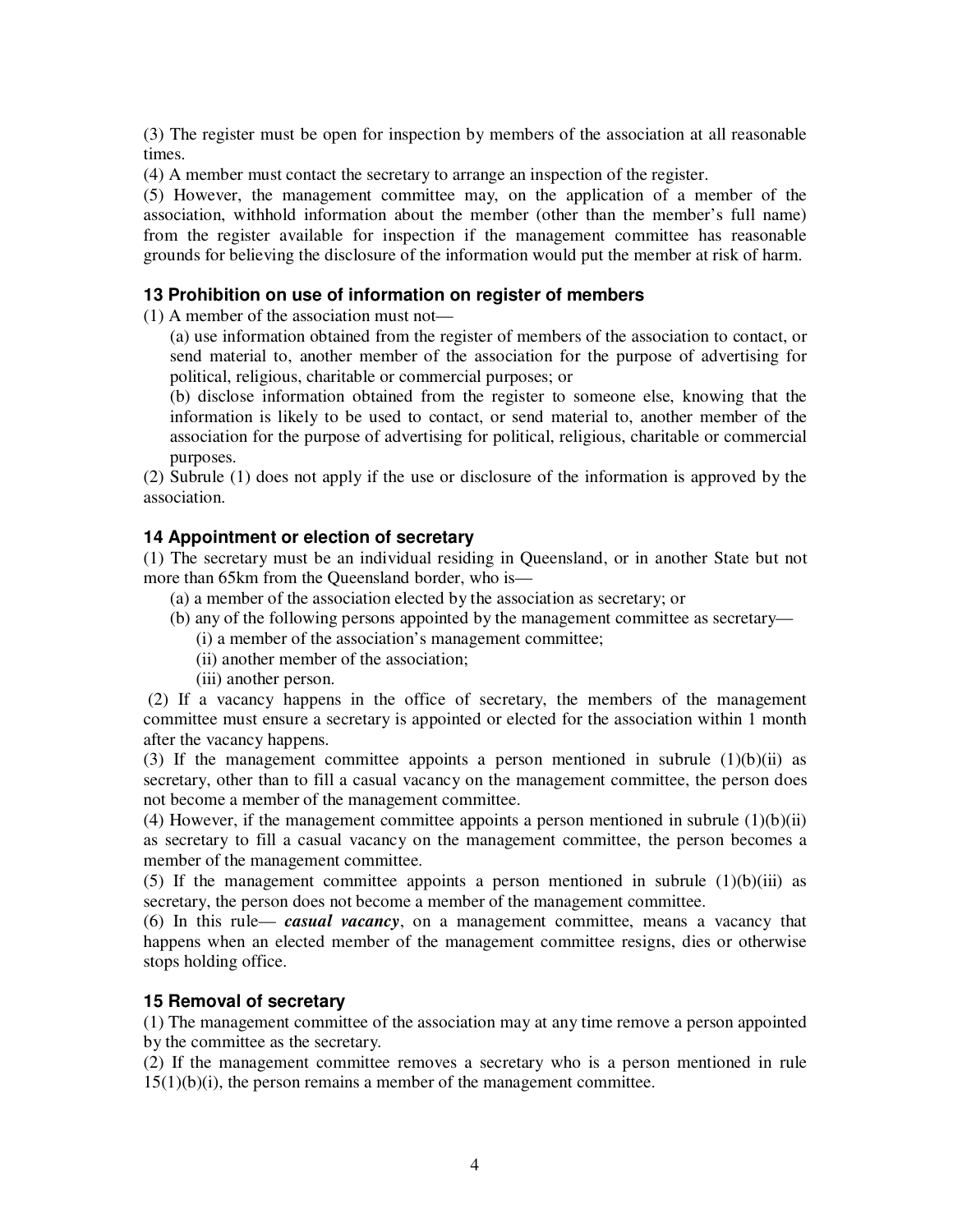(3) The register must be open for inspection by members of the association at all reasonable times.

(4) A member must contact the secretary to arrange an inspection of the register.

(5) However, the management committee may, on the application of a member of the association, withhold information about the member (other than the member's full name) from the register available for inspection if the management committee has reasonable grounds for believing the disclosure of the information would put the member at risk of harm.

### 13 Prohibition on use of information on register of members

(1) A member of the association must not—

(a) use information obtained from the register of members of the association to contact, or send material to, another member of the association for the purpose of advertising for political, religious, charitable or commercial purposes; or

(b) disclose information obtained from the register to someone else, knowing that the information is likely to be used to contact, or send material to, another member of the association for the purpose of advertising for political, religious, charitable or commercial purposes.

(2) Subrule (1) does not apply if the use or disclosure of the information is approved by the association.

### 14 Appointment or election of secretary

(1) The secretary must be an individual residing in Queensland, or in another State but not more than 65km from the Queensland border, who is—

(a) a member of the association elected by the association as secretary; or

(b) any of the following persons appointed by the management committee as secretary—

(i) a member of the association's management committee;

(ii) another member of the association;

(iii) another person.

(2) If a vacancy happens in the office of secretary, the members of the management committee must ensure a secretary is appointed or elected for the association within 1 month after the vacancy happens.

(3) If the management committee appoints a person mentioned in subrule (1)(b)(ii) as secretary, other than to fill a casual vacancy on the management committee, the person does not become a member of the management committee.

(4) However, if the management committee appoints a person mentioned in subrule (1)(b)(ii) as secretary to fill a casual vacancy on the management committee, the person becomes a member of the management committee.

(5) If the management committee appoints a person mentioned in subrule (1)(b)(iii) as secretary, the person does not become a member of the management committee.

(6) In this rule— ***casual vacancy***, on a management committee, means a vacancy that happens when an elected member of the management committee resigns, dies or otherwise stops holding office.

### 15 Removal of secretary

(1) The management committee of the association may at any time remove a person appointed by the committee as the secretary.

(2) If the management committee removes a secretary who is a person mentioned in rule 15(1)(b)(i), the person remains a member of the management committee.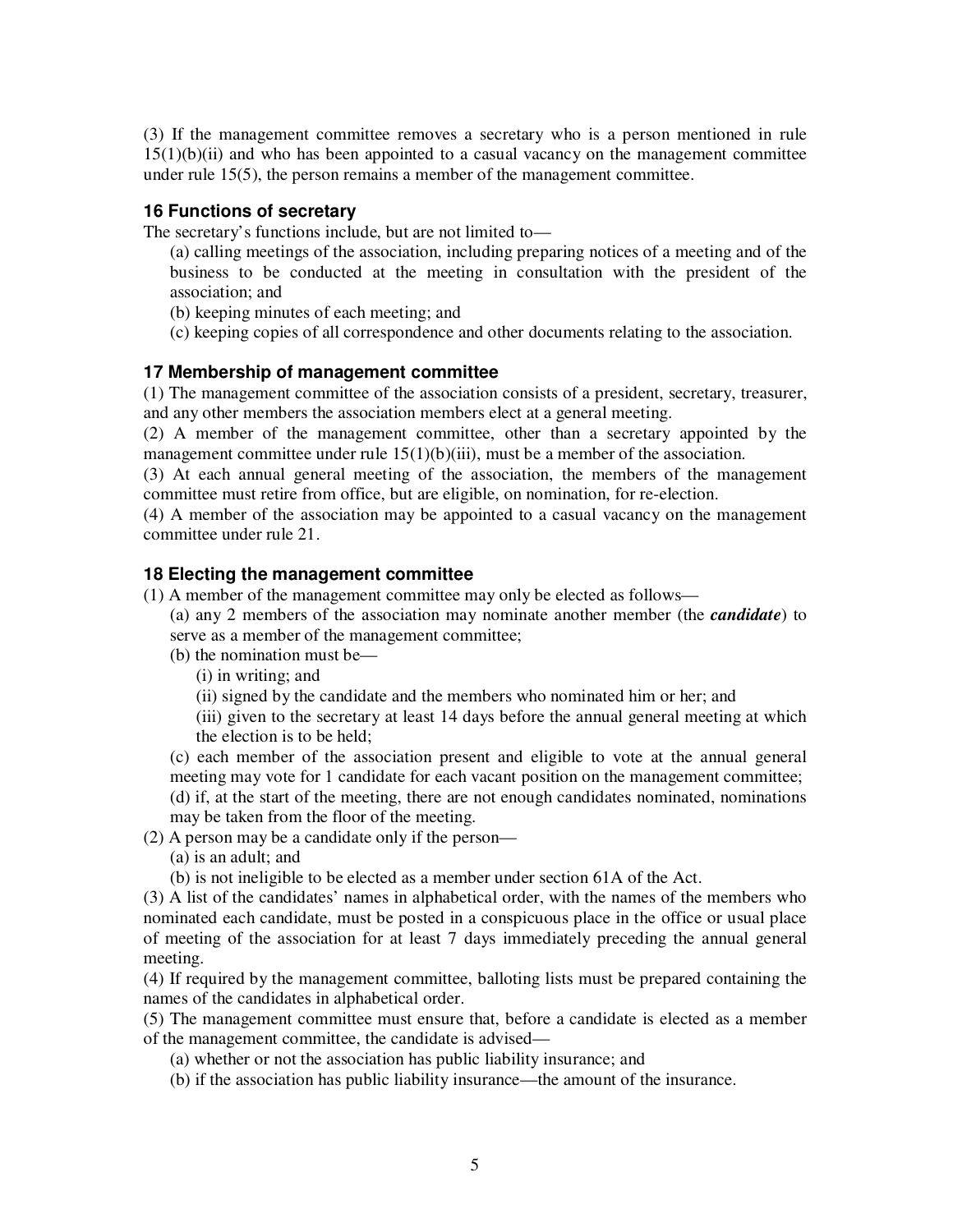(3) If the management committee removes a secretary who is a person mentioned in rule 15(1)(b)(ii) and who has been appointed to a casual vacancy on the management committee under rule 15(5), the person remains a member of the management committee.

### 16 Functions of secretary

The secretary's functions include, but are not limited to—

(a) calling meetings of the association, including preparing notices of a meeting and of the business to be conducted at the meeting in consultation with the president of the association; and

(b) keeping minutes of each meeting; and

(c) keeping copies of all correspondence and other documents relating to the association.

### 17 Membership of management committee

(1) The management committee of the association consists of a president, secretary, treasurer, and any other members the association members elect at a general meeting.

(2) A member of the management committee, other than a secretary appointed by the management committee under rule 15(1)(b)(iii), must be a member of the association.

(3) At each annual general meeting of the association, the members of the management committee must retire from office, but are eligible, on nomination, for re-election.

(4) A member of the association may be appointed to a casual vacancy on the management committee under rule 21.

### 18 Electing the management committee

(1) A member of the management committee may only be elected as follows—

(a) any 2 members of the association may nominate another member (the ***candidate***) to serve as a member of the management committee;

(b) the nomination must be—

(i) in writing; and

(ii) signed by the candidate and the members who nominated him or her; and

(iii) given to the secretary at least 14 days before the annual general meeting at which the election is to be held;

(c) each member of the association present and eligible to vote at the annual general meeting may vote for 1 candidate for each vacant position on the management committee;

(d) if, at the start of the meeting, there are not enough candidates nominated, nominations may be taken from the floor of the meeting.

(2) A person may be a candidate only if the person—

(a) is an adult; and

(b) is not ineligible to be elected as a member under section 61A of the Act.

(3) A list of the candidates' names in alphabetical order, with the names of the members who nominated each candidate, must be posted in a conspicuous place in the office or usual place of meeting of the association for at least 7 days immediately preceding the annual general meeting.

(4) If required by the management committee, balloting lists must be prepared containing the names of the candidates in alphabetical order.

(5) The management committee must ensure that, before a candidate is elected as a member of the management committee, the candidate is advised—

(a) whether or not the association has public liability insurance; and

(b) if the association has public liability insurance—the amount of the insurance.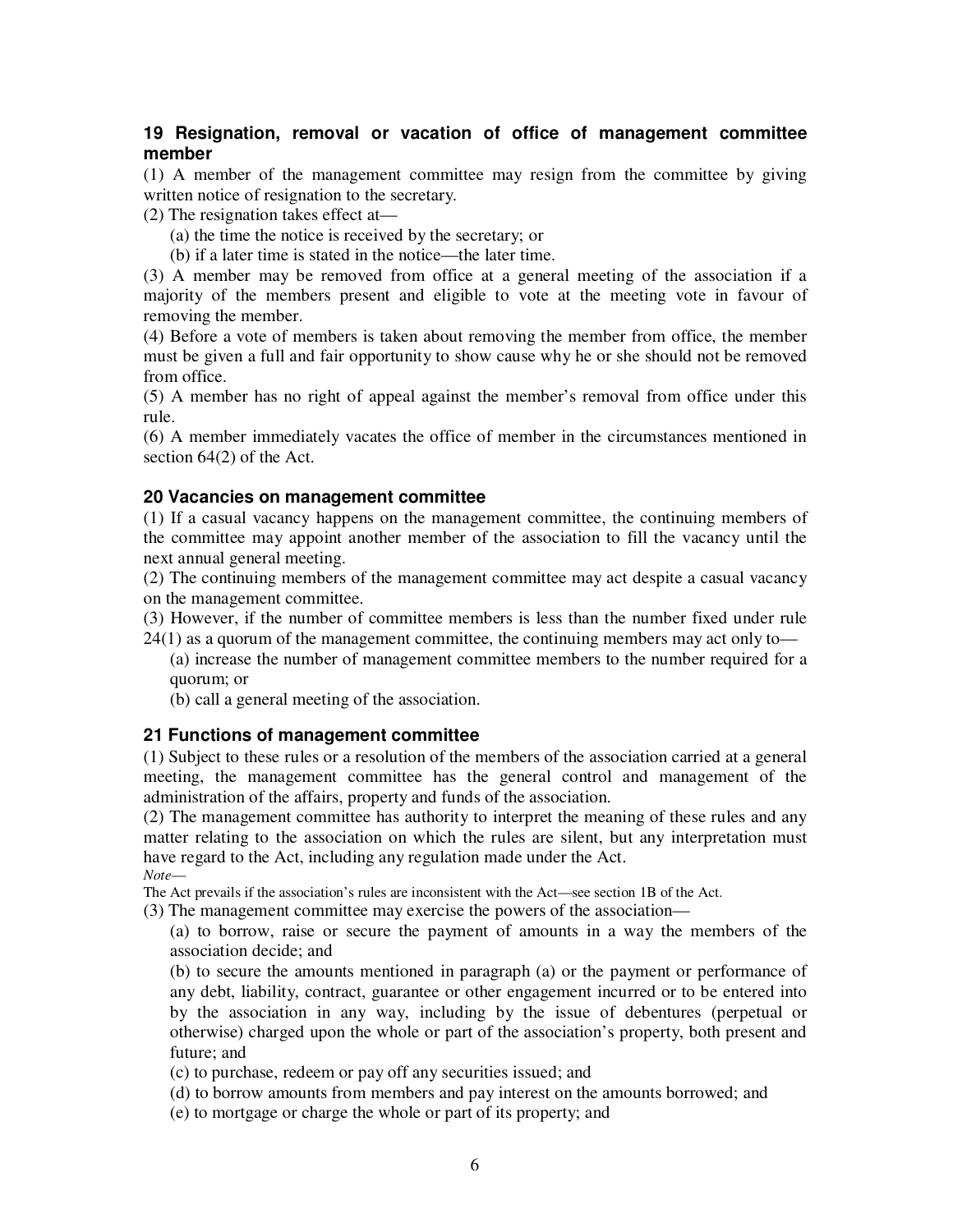### 19 Resignation, removal or vacation of office of management committee member

(1) A member of the management committee may resign from the committee by giving written notice of resignation to the secretary.

(2) The resignation takes effect at—

(a) the time the notice is received by the secretary; or

(b) if a later time is stated in the notice—the later time.

(3) A member may be removed from office at a general meeting of the association if a majority of the members present and eligible to vote at the meeting vote in favour of removing the member.

(4) Before a vote of members is taken about removing the member from office, the member must be given a full and fair opportunity to show cause why he or she should not be removed from office.

(5) A member has no right of appeal against the member's removal from office under this rule.

(6) A member immediately vacates the office of member in the circumstances mentioned in section 64(2) of the Act.

### 20 Vacancies on management committee

(1) If a casual vacancy happens on the management committee, the continuing members of the committee may appoint another member of the association to fill the vacancy until the next annual general meeting.

(2) The continuing members of the management committee may act despite a casual vacancy on the management committee.

(3) However, if the number of committee members is less than the number fixed under rule 24(1) as a quorum of the management committee, the continuing members may act only to—

(a) increase the number of management committee members to the number required for a quorum; or

(b) call a general meeting of the association.

### 21 Functions of management committee

(1) Subject to these rules or a resolution of the members of the association carried at a general meeting, the management committee has the general control and management of the administration of the affairs, property and funds of the association.

(2) The management committee has authority to interpret the meaning of these rules and any matter relating to the association on which the rules are silent, but any interpretation must have regard to the Act, including any regulation made under the Act.

*Note—*

The Act prevails if the association's rules are inconsistent with the Act—see section 1B of the Act.

(3) The management committee may exercise the powers of the association—

(a) to borrow, raise or secure the payment of amounts in a way the members of the association decide; and

(b) to secure the amounts mentioned in paragraph (a) or the payment or performance of any debt, liability, contract, guarantee or other engagement incurred or to be entered into by the association in any way, including by the issue of debentures (perpetual or otherwise) charged upon the whole or part of the association's property, both present and future; and

(c) to purchase, redeem or pay off any securities issued; and

(d) to borrow amounts from members and pay interest on the amounts borrowed; and

(e) to mortgage or charge the whole or part of its property; and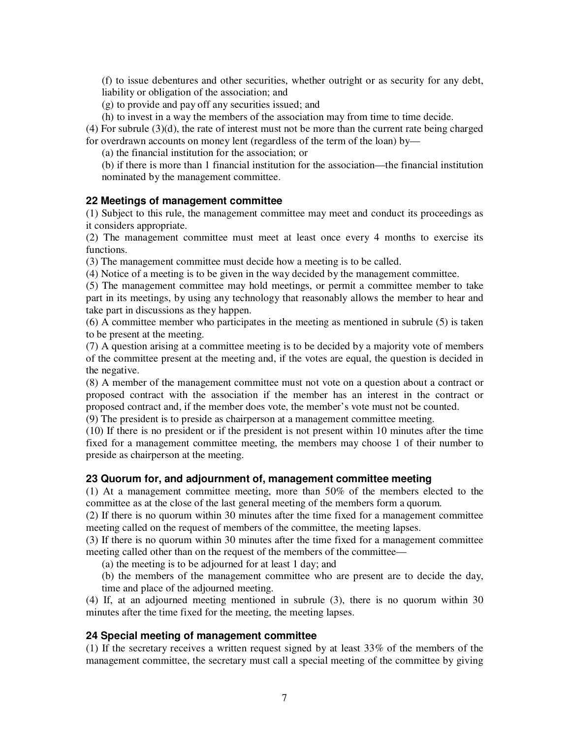(f) to issue debentures and other securities, whether outright or as security for any debt, liability or obligation of the association; and

(g) to provide and pay off any securities issued; and

(h) to invest in a way the members of the association may from time to time decide.

(4) For subrule (3)(d), the rate of interest must not be more than the current rate being charged for overdrawn accounts on money lent (regardless of the term of the loan) by—

(a) the financial institution for the association; or

(b) if there is more than 1 financial institution for the association—the financial institution nominated by the management committee.

### 22 Meetings of management committee

(1) Subject to this rule, the management committee may meet and conduct its proceedings as it considers appropriate.

(2) The management committee must meet at least once every 4 months to exercise its functions.

(3) The management committee must decide how a meeting is to be called.

(4) Notice of a meeting is to be given in the way decided by the management committee.

(5) The management committee may hold meetings, or permit a committee member to take part in its meetings, by using any technology that reasonably allows the member to hear and take part in discussions as they happen.

(6) A committee member who participates in the meeting as mentioned in subrule (5) is taken to be present at the meeting.

(7) A question arising at a committee meeting is to be decided by a majority vote of members of the committee present at the meeting and, if the votes are equal, the question is decided in the negative.

(8) A member of the management committee must not vote on a question about a contract or proposed contract with the association if the member has an interest in the contract or proposed contract and, if the member does vote, the member's vote must not be counted.

(9) The president is to preside as chairperson at a management committee meeting.

(10) If there is no president or if the president is not present within 10 minutes after the time fixed for a management committee meeting, the members may choose 1 of their number to preside as chairperson at the meeting.

### 23 Quorum for, and adjournment of, management committee meeting

(1) At a management committee meeting, more than 50% of the members elected to the committee as at the close of the last general meeting of the members form a quorum.

(2) If there is no quorum within 30 minutes after the time fixed for a management committee meeting called on the request of members of the committee, the meeting lapses.

(3) If there is no quorum within 30 minutes after the time fixed for a management committee meeting called other than on the request of the members of the committee—

(a) the meeting is to be adjourned for at least 1 day; and

(b) the members of the management committee who are present are to decide the day, time and place of the adjourned meeting.

(4) If, at an adjourned meeting mentioned in subrule (3), there is no quorum within 30 minutes after the time fixed for the meeting, the meeting lapses.

### 24 Special meeting of management committee

(1) If the secretary receives a written request signed by at least 33% of the members of the management committee, the secretary must call a special meeting of the committee by giving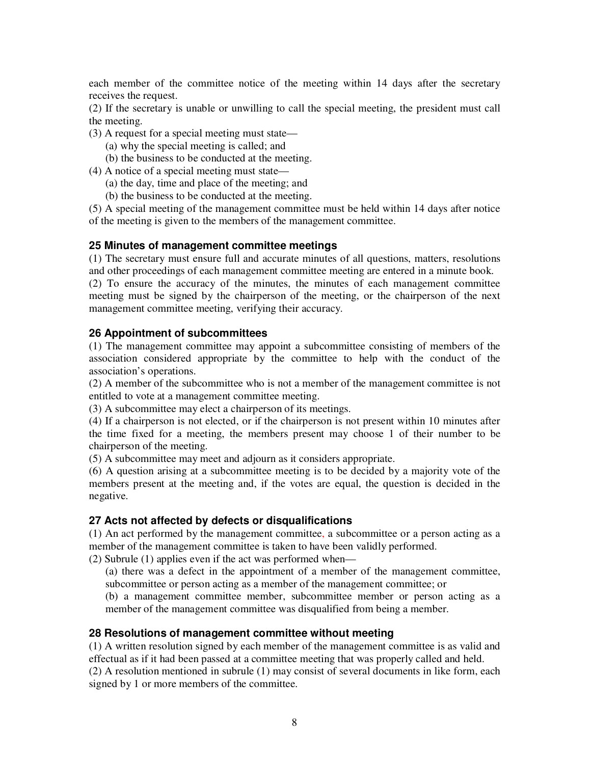each member of the committee notice of the meeting within 14 days after the secretary receives the request.

(2) If the secretary is unable or unwilling to call the special meeting, the president must call the meeting.

(3) A request for a special meeting must state—

(a) why the special meeting is called; and

(b) the business to be conducted at the meeting.

(4) A notice of a special meeting must state—

(a) the day, time and place of the meeting; and

(b) the business to be conducted at the meeting.

(5) A special meeting of the management committee must be held within 14 days after notice of the meeting is given to the members of the management committee.

### 25 Minutes of management committee meetings

(1) The secretary must ensure full and accurate minutes of all questions, matters, resolutions and other proceedings of each management committee meeting are entered in a minute book.

(2) To ensure the accuracy of the minutes, the minutes of each management committee meeting must be signed by the chairperson of the meeting, or the chairperson of the next management committee meeting, verifying their accuracy.

### 26 Appointment of subcommittees

(1) The management committee may appoint a subcommittee consisting of members of the association considered appropriate by the committee to help with the conduct of the association's operations.

(2) A member of the subcommittee who is not a member of the management committee is not entitled to vote at a management committee meeting.

(3) A subcommittee may elect a chairperson of its meetings.

(4) If a chairperson is not elected, or if the chairperson is not present within 10 minutes after the time fixed for a meeting, the members present may choose 1 of their number to be chairperson of the meeting.

(5) A subcommittee may meet and adjourn as it considers appropriate.

(6) A question arising at a subcommittee meeting is to be decided by a majority vote of the members present at the meeting and, if the votes are equal, the question is decided in the negative.

### 27 Acts not affected by defects or disqualifications

(1) An act performed by the management committee, a subcommittee or a person acting as a member of the management committee is taken to have been validly performed.

(2) Subrule (1) applies even if the act was performed when—

(a) there was a defect in the appointment of a member of the management committee, subcommittee or person acting as a member of the management committee; or

(b) a management committee member, subcommittee member or person acting as a member of the management committee was disqualified from being a member.

### 28 Resolutions of management committee without meeting

(1) A written resolution signed by each member of the management committee is as valid and effectual as if it had been passed at a committee meeting that was properly called and held.

(2) A resolution mentioned in subrule (1) may consist of several documents in like form, each signed by 1 or more members of the committee.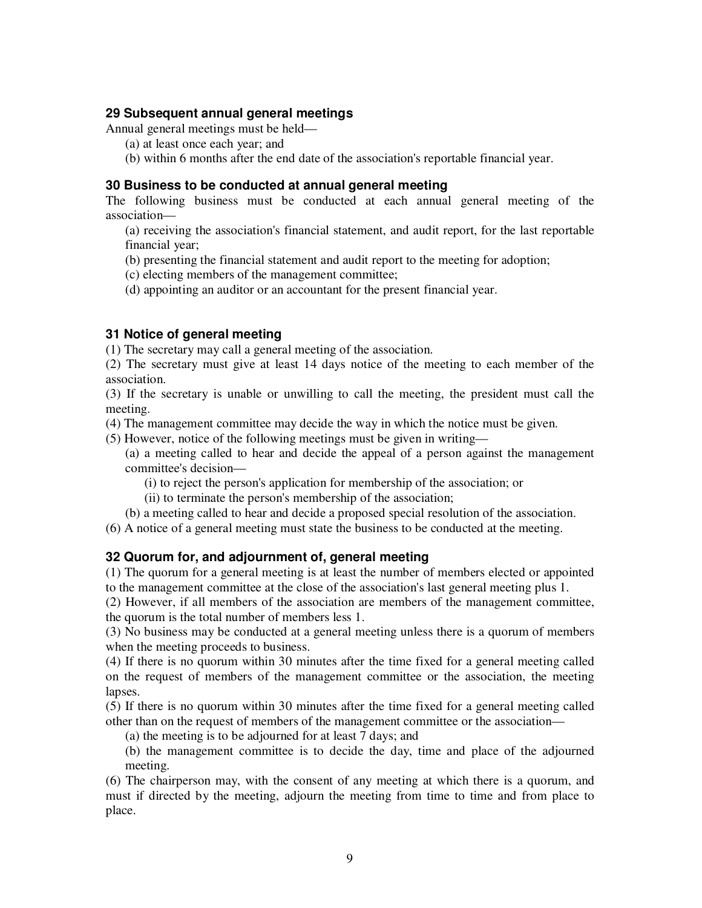### 29 Subsequent annual general meetings

Annual general meetings must be held—

(a) at least once each year; and

(b) within 6 months after the end date of the association's reportable financial year.

### 30 Business to be conducted at annual general meeting

The following business must be conducted at each annual general meeting of the association—

(a) receiving the association's financial statement, and audit report, for the last reportable financial year;

(b) presenting the financial statement and audit report to the meeting for adoption;

(c) electing members of the management committee;

(d) appointing an auditor or an accountant for the present financial year.

### 31 Notice of general meeting

(1) The secretary may call a general meeting of the association.

(2) The secretary must give at least 14 days notice of the meeting to each member of the association.

(3) If the secretary is unable or unwilling to call the meeting, the president must call the meeting.

(4) The management committee may decide the way in which the notice must be given.

(5) However, notice of the following meetings must be given in writing—

(a) a meeting called to hear and decide the appeal of a person against the management committee's decision—

(i) to reject the person's application for membership of the association; or

(ii) to terminate the person's membership of the association;

(b) a meeting called to hear and decide a proposed special resolution of the association.

(6) A notice of a general meeting must state the business to be conducted at the meeting.

### 32 Quorum for, and adjournment of, general meeting

(1) The quorum for a general meeting is at least the number of members elected or appointed to the management committee at the close of the association's last general meeting plus 1.

(2) However, if all members of the association are members of the management committee, the quorum is the total number of members less 1.

(3) No business may be conducted at a general meeting unless there is a quorum of members when the meeting proceeds to business.

(4) If there is no quorum within 30 minutes after the time fixed for a general meeting called on the request of members of the management committee or the association, the meeting lapses.

(5) If there is no quorum within 30 minutes after the time fixed for a general meeting called other than on the request of members of the management committee or the association—

(a) the meeting is to be adjourned for at least 7 days; and

(b) the management committee is to decide the day, time and place of the adjourned meeting.

(6) The chairperson may, with the consent of any meeting at which there is a quorum, and must if directed by the meeting, adjourn the meeting from time to time and from place to place.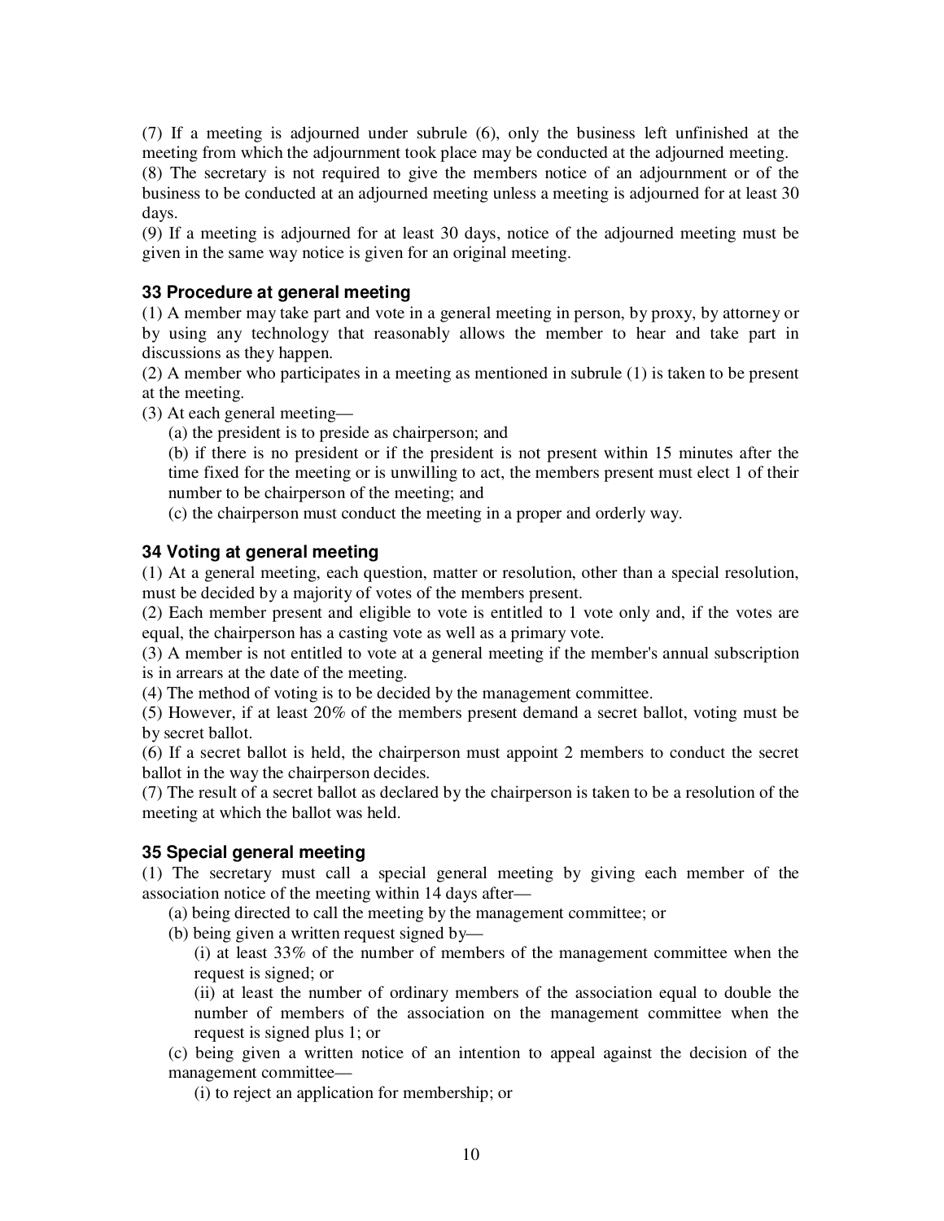(7) If a meeting is adjourned under subrule (6), only the business left unfinished at the meeting from which the adjournment took place may be conducted at the adjourned meeting.

(8) The secretary is not required to give the members notice of an adjournment or of the business to be conducted at an adjourned meeting unless a meeting is adjourned for at least 30 days.

(9) If a meeting is adjourned for at least 30 days, notice of the adjourned meeting must be given in the same way notice is given for an original meeting.

### 33 Procedure at general meeting

(1) A member may take part and vote in a general meeting in person, by proxy, by attorney or by using any technology that reasonably allows the member to hear and take part in discussions as they happen.

(2) A member who participates in a meeting as mentioned in subrule (1) is taken to be present at the meeting.

(3) At each general meeting—

(a) the president is to preside as chairperson; and

(b) if there is no president or if the president is not present within 15 minutes after the time fixed for the meeting or is unwilling to act, the members present must elect 1 of their number to be chairperson of the meeting; and

(c) the chairperson must conduct the meeting in a proper and orderly way.

### 34 Voting at general meeting

(1) At a general meeting, each question, matter or resolution, other than a special resolution, must be decided by a majority of votes of the members present.

(2) Each member present and eligible to vote is entitled to 1 vote only and, if the votes are equal, the chairperson has a casting vote as well as a primary vote.

(3) A member is not entitled to vote at a general meeting if the member's annual subscription is in arrears at the date of the meeting.

(4) The method of voting is to be decided by the management committee.

(5) However, if at least 20% of the members present demand a secret ballot, voting must be by secret ballot.

(6) If a secret ballot is held, the chairperson must appoint 2 members to conduct the secret ballot in the way the chairperson decides.

(7) The result of a secret ballot as declared by the chairperson is taken to be a resolution of the meeting at which the ballot was held.

### 35 Special general meeting

(1) The secretary must call a special general meeting by giving each member of the association notice of the meeting within 14 days after—

(a) being directed to call the meeting by the management committee; or

(b) being given a written request signed by—

(i) at least 33% of the number of members of the management committee when the request is signed; or

(ii) at least the number of ordinary members of the association equal to double the number of members of the association on the management committee when the request is signed plus 1; or

(c) being given a written notice of an intention to appeal against the decision of the management committee—

(i) to reject an application for membership; or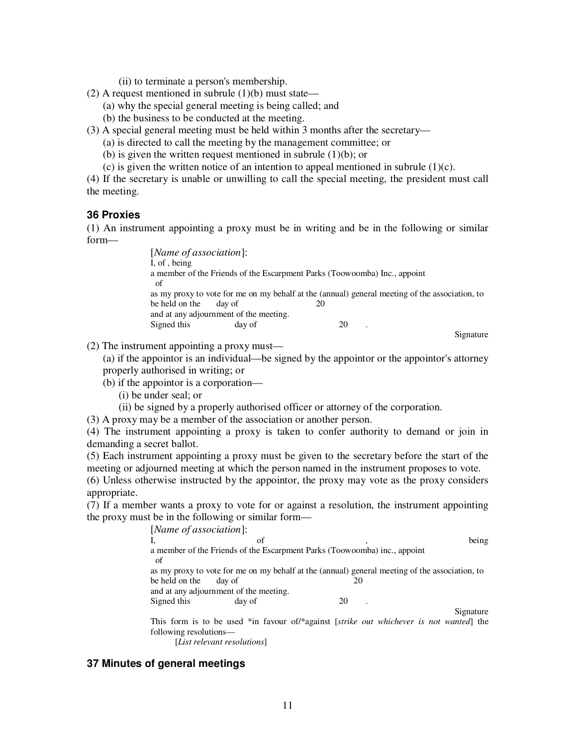(ii) to terminate a person's membership.

(2) A request mentioned in subrule (1)(b) must state—

(a) why the special general meeting is being called; and

(b) the business to be conducted at the meeting.

(3) A special general meeting must be held within 3 months after the secretary—

(a) is directed to call the meeting by the management committee; or

(b) is given the written request mentioned in subrule (1)(b); or

(c) is given the written notice of an intention to appeal mentioned in subrule (1)(c).

(4) If the secretary is unable or unwilling to call the special meeting, the president must call the meeting.

### 36 Proxies

(1) An instrument appointing a proxy must be in writing and be in the following or similar form—

> [*Name of association*]:
> I, of , being
> a member of the Friends of the Escarpment Parks (Toowoomba) Inc., appoint
> of
> as my proxy to vote for me on my behalf at the (annual) general meeting of the association, to be held on the day of 20
> and at any adjournment of the meeting.
> Signed this day of 20 .
>
> Signature

(2) The instrument appointing a proxy must—

(a) if the appointor is an individual—be signed by the appointor or the appointor's attorney properly authorised in writing; or

(b) if the appointor is a corporation—

(i) be under seal; or

(ii) be signed by a properly authorised officer or attorney of the corporation.

(3) A proxy may be a member of the association or another person.

(4) The instrument appointing a proxy is taken to confer authority to demand or join in demanding a secret ballot.

(5) Each instrument appointing a proxy must be given to the secretary before the start of the meeting or adjourned meeting at which the person named in the instrument proposes to vote.

(6) Unless otherwise instructed by the appointor, the proxy may vote as the proxy considers appropriate.

(7) If a member wants a proxy to vote for or against a resolution, the instrument appointing the proxy must be in the following or similar form—

> [*Name of association*]:
> I, of , being
> a member of the Friends of the Escarpment Parks (Toowoomba) inc., appoint
> of
> as my proxy to vote for me on my behalf at the (annual) general meeting of the association, to be held on the day of 20
> and at any adjournment of the meeting.
> Signed this day of 20 .
>
> Signature
>
> This form is to be used *in favour of/*against [*strike out whichever is not wanted*] the following resolutions—
>
> [*List relevant resolutions*]

### 37 Minutes of general meetings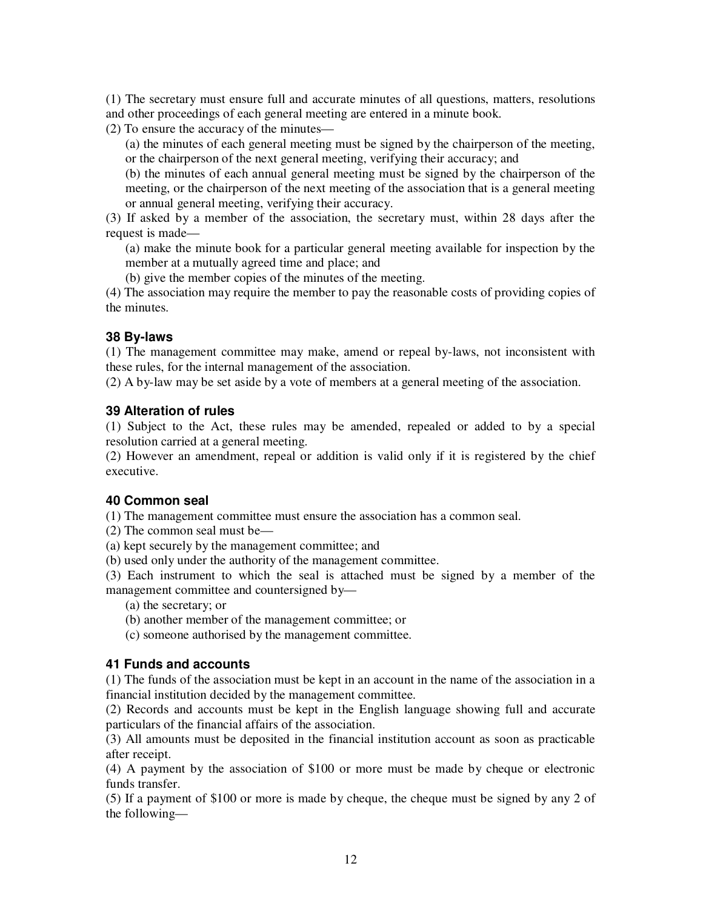(1) The secretary must ensure full and accurate minutes of all questions, matters, resolutions and other proceedings of each general meeting are entered in a minute book.

(2) To ensure the accuracy of the minutes—

(a) the minutes of each general meeting must be signed by the chairperson of the meeting, or the chairperson of the next general meeting, verifying their accuracy; and

(b) the minutes of each annual general meeting must be signed by the chairperson of the meeting, or the chairperson of the next meeting of the association that is a general meeting or annual general meeting, verifying their accuracy.

(3) If asked by a member of the association, the secretary must, within 28 days after the request is made—

(a) make the minute book for a particular general meeting available for inspection by the member at a mutually agreed time and place; and

(b) give the member copies of the minutes of the meeting.

(4) The association may require the member to pay the reasonable costs of providing copies of the minutes.

### 38 By-laws

(1) The management committee may make, amend or repeal by-laws, not inconsistent with these rules, for the internal management of the association.

(2) A by-law may be set aside by a vote of members at a general meeting of the association.

### 39 Alteration of rules

(1) Subject to the Act, these rules may be amended, repealed or added to by a special resolution carried at a general meeting.

(2) However an amendment, repeal or addition is valid only if it is registered by the chief executive.

### 40 Common seal

(1) The management committee must ensure the association has a common seal.

(2) The common seal must be—

(a) kept securely by the management committee; and

(b) used only under the authority of the management committee.

(3) Each instrument to which the seal is attached must be signed by a member of the management committee and countersigned by—

(a) the secretary; or

(b) another member of the management committee; or

(c) someone authorised by the management committee.

### 41 Funds and accounts

(1) The funds of the association must be kept in an account in the name of the association in a financial institution decided by the management committee.

(2) Records and accounts must be kept in the English language showing full and accurate particulars of the financial affairs of the association.

(3) All amounts must be deposited in the financial institution account as soon as practicable after receipt.

(4) A payment by the association of $100 or more must be made by cheque or electronic funds transfer.

(5) If a payment of $100 or more is made by cheque, the cheque must be signed by any 2 of the following—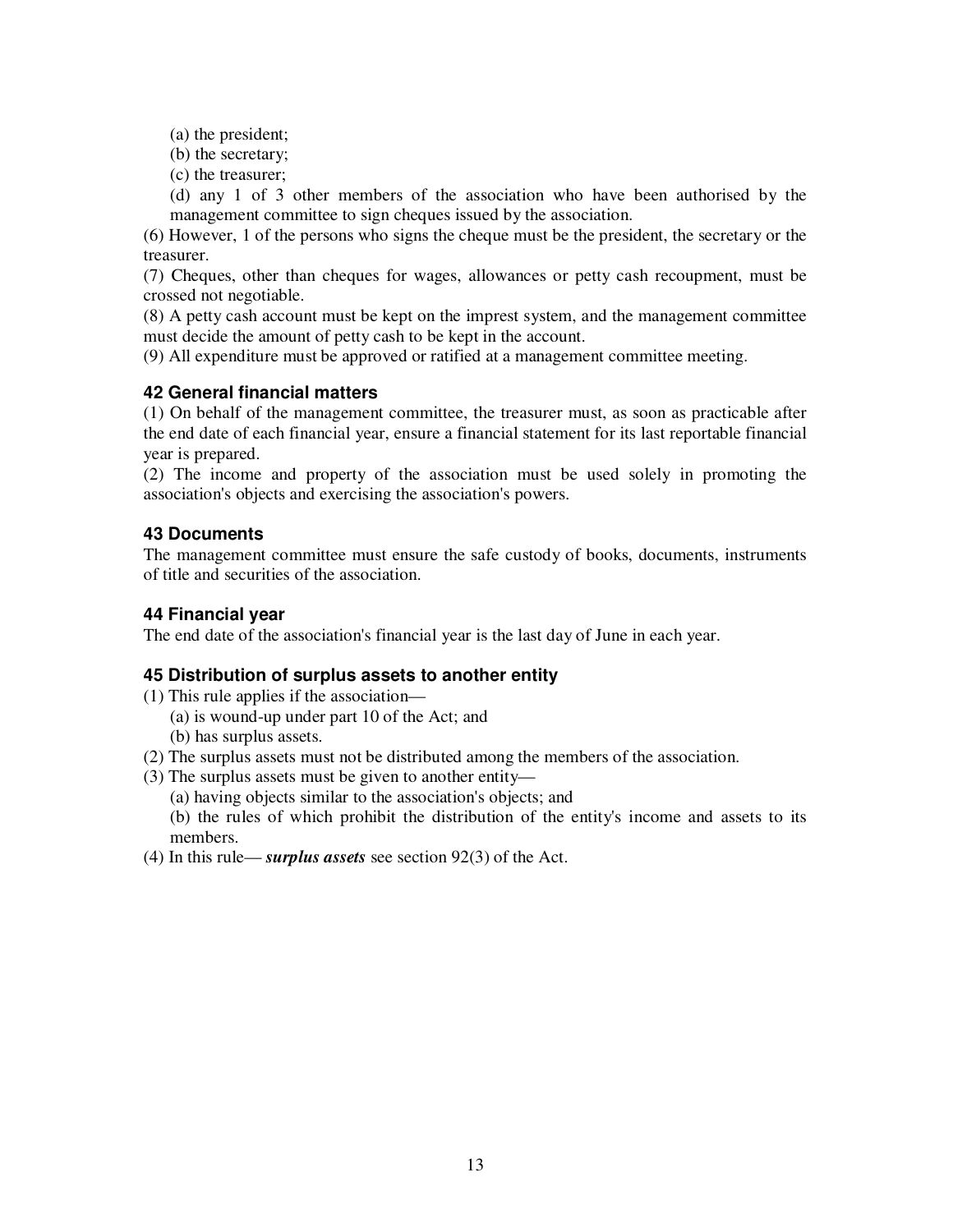(a) the president;

(b) the secretary;

(c) the treasurer;

(d) any 1 of 3 other members of the association who have been authorised by the management committee to sign cheques issued by the association.

(6) However, 1 of the persons who signs the cheque must be the president, the secretary or the treasurer.

(7) Cheques, other than cheques for wages, allowances or petty cash recoupment, must be crossed not negotiable.

(8) A petty cash account must be kept on the imprest system, and the management committee must decide the amount of petty cash to be kept in the account.

(9) All expenditure must be approved or ratified at a management committee meeting.

### 42 General financial matters

(1) On behalf of the management committee, the treasurer must, as soon as practicable after the end date of each financial year, ensure a financial statement for its last reportable financial year is prepared.

(2) The income and property of the association must be used solely in promoting the association's objects and exercising the association's powers.

### 43 Documents

The management committee must ensure the safe custody of books, documents, instruments of title and securities of the association.

### 44 Financial year

The end date of the association's financial year is the last day of June in each year.

### 45 Distribution of surplus assets to another entity

(1) This rule applies if the association—

(a) is wound-up under part 10 of the Act; and

(b) has surplus assets.

(2) The surplus assets must not be distributed among the members of the association.

(3) The surplus assets must be given to another entity—

(a) having objects similar to the association's objects; and

(b) the rules of which prohibit the distribution of the entity's income and assets to its members.

(4) In this rule— ***surplus assets*** see section 92(3) of the Act.